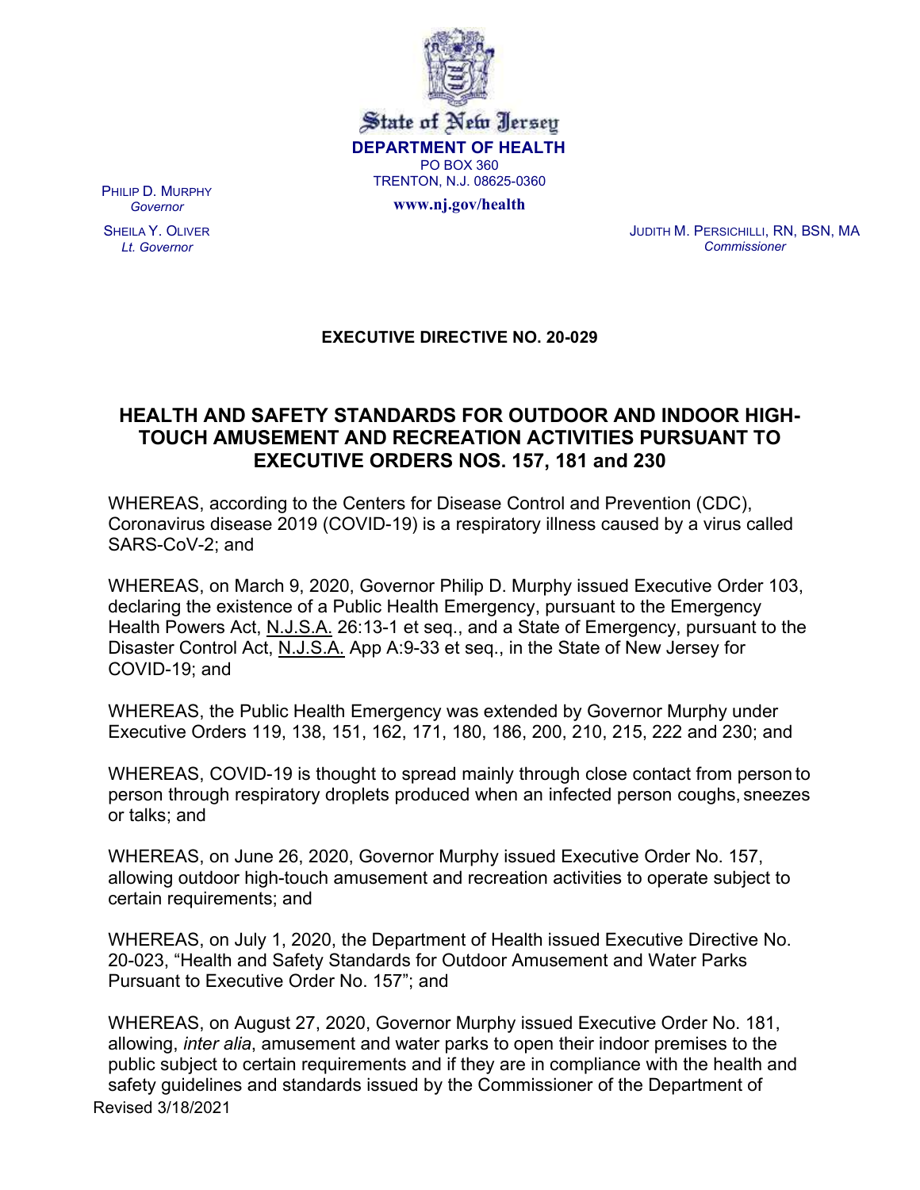State of New Jersey
**DEPARTMENT OF HEALTH**
PO BOX 360
TRENTON, N.J. 08625-0360
**www.nj.gov/health**

PHILIP D. MURPHY
*Governor*

SHEILA Y. OLIVER
*Lt. Governor*

JUDITH M. PERSICHILLI, RN, BSN, MA
*Commissioner*

**EXECUTIVE DIRECTIVE NO. 20-029**

# HEALTH AND SAFETY STANDARDS FOR OUTDOOR AND INDOOR HIGH-TOUCH AMUSEMENT AND RECREATION ACTIVITIES PURSUANT TO EXECUTIVE ORDERS NOS. 157, 181 and 230

WHEREAS, according to the Centers for Disease Control and Prevention (CDC), Coronavirus disease 2019 (COVID-19) is a respiratory illness caused by a virus called SARS-CoV-2; and

WHEREAS, on March 9, 2020, Governor Philip D. Murphy issued Executive Order 103, declaring the existence of a Public Health Emergency, pursuant to the Emergency Health Powers Act, N.J.S.A. 26:13-1 et seq., and a State of Emergency, pursuant to the Disaster Control Act, N.J.S.A. App A:9-33 et seq., in the State of New Jersey for COVID-19; and

WHEREAS, the Public Health Emergency was extended by Governor Murphy under Executive Orders 119, 138, 151, 162, 171, 180, 186, 200, 210, 215, 222 and 230; and

WHEREAS, COVID-19 is thought to spread mainly through close contact from person to person through respiratory droplets produced when an infected person coughs, sneezes or talks; and

WHEREAS, on June 26, 2020, Governor Murphy issued Executive Order No. 157, allowing outdoor high-touch amusement and recreation activities to operate subject to certain requirements; and

WHEREAS, on July 1, 2020, the Department of Health issued Executive Directive No. 20-023, "Health and Safety Standards for Outdoor Amusement and Water Parks Pursuant to Executive Order No. 157"; and

WHEREAS, on August 27, 2020, Governor Murphy issued Executive Order No. 181, allowing, *inter alia*, amusement and water parks to open their indoor premises to the public subject to certain requirements and if they are in compliance with the health and safety guidelines and standards issued by the Commissioner of the Department of

Revised 3/18/2021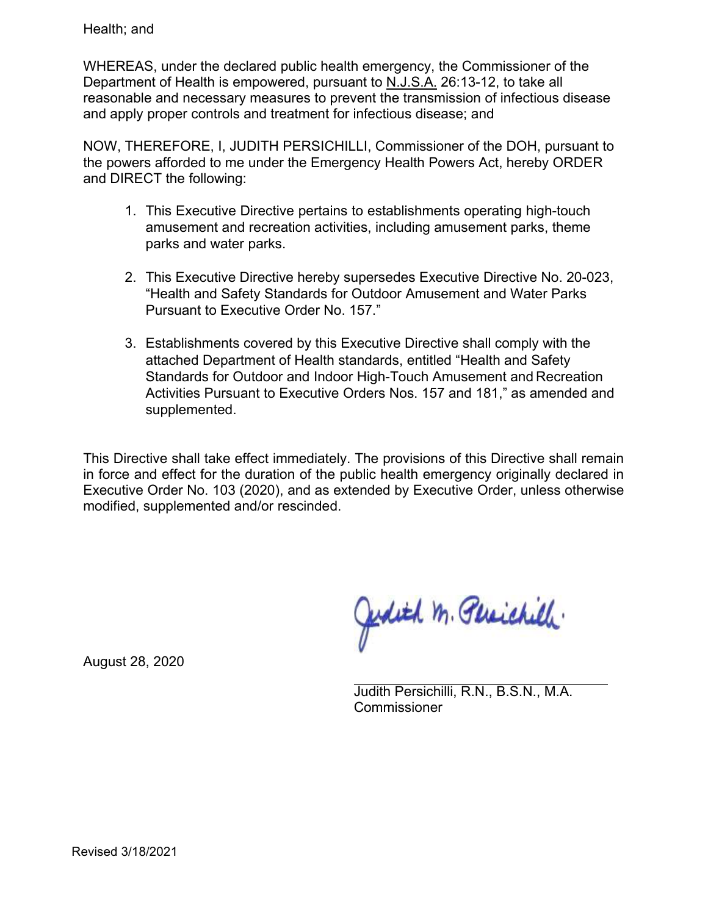Health; and

WHEREAS, under the declared public health emergency, the Commissioner of the Department of Health is empowered, pursuant to N.J.S.A. 26:13-12, to take all reasonable and necessary measures to prevent the transmission of infectious disease and apply proper controls and treatment for infectious disease; and

NOW, THEREFORE, I, JUDITH PERSICHILLI, Commissioner of the DOH, pursuant to the powers afforded to me under the Emergency Health Powers Act, hereby ORDER and DIRECT the following:

1. This Executive Directive pertains to establishments operating high-touch amusement and recreation activities, including amusement parks, theme parks and water parks.
2. This Executive Directive hereby supersedes Executive Directive No. 20-023, "Health and Safety Standards for Outdoor Amusement and Water Parks Pursuant to Executive Order No. 157."
3. Establishments covered by this Executive Directive shall comply with the attached Department of Health standards, entitled "Health and Safety Standards for Outdoor and Indoor High-Touch Amusement and Recreation Activities Pursuant to Executive Orders Nos. 157 and 181," as amended and supplemented.

This Directive shall take effect immediately. The provisions of this Directive shall remain in force and effect for the duration of the public health emergency originally declared in Executive Order No. 103 (2020), and as extended by Executive Order, unless otherwise modified, supplemented and/or rescinded.

August 28, 2020

Judith Persichilli, R.N., B.S.N., M.A.
Commissioner

Revised 3/18/2021